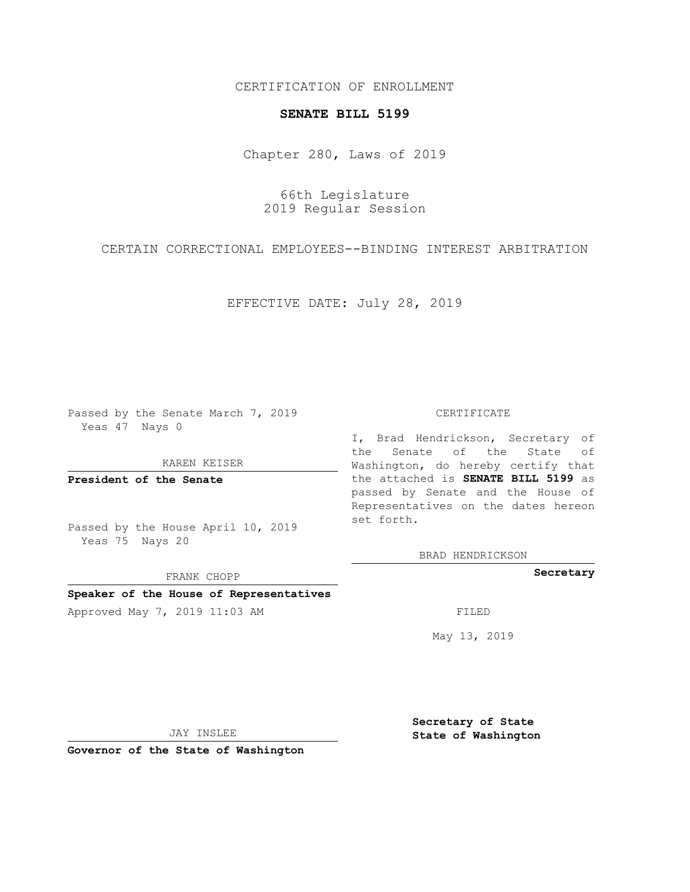CERTIFICATION OF ENROLLMENT

**SENATE BILL 5199**

Chapter 280, Laws of 2019

66th Legislature
2019 Regular Session

CERTAIN CORRECTIONAL EMPLOYEES--BINDING INTEREST ARBITRATION

EFFECTIVE DATE: July 28, 2019

Passed by the Senate March 7, 2019
Yeas 47 Nays 0

KAREN KEISER

**President of the Senate**

Passed by the House April 10, 2019
Yeas 75 Nays 20

FRANK CHOPP

**Speaker of the House of Representatives**

Approved May 7, 2019 11:03 AM

JAY INSLEE

**Governor of the State of Washington**

CERTIFICATE

I, Brad Hendrickson, Secretary of the Senate of the State of Washington, do hereby certify that the attached is **SENATE BILL 5199** as passed by Senate and the House of Representatives on the dates hereon set forth.

BRAD HENDRICKSON

**Secretary**

FILED

May 13, 2019

**Secretary of State**
**State of Washington**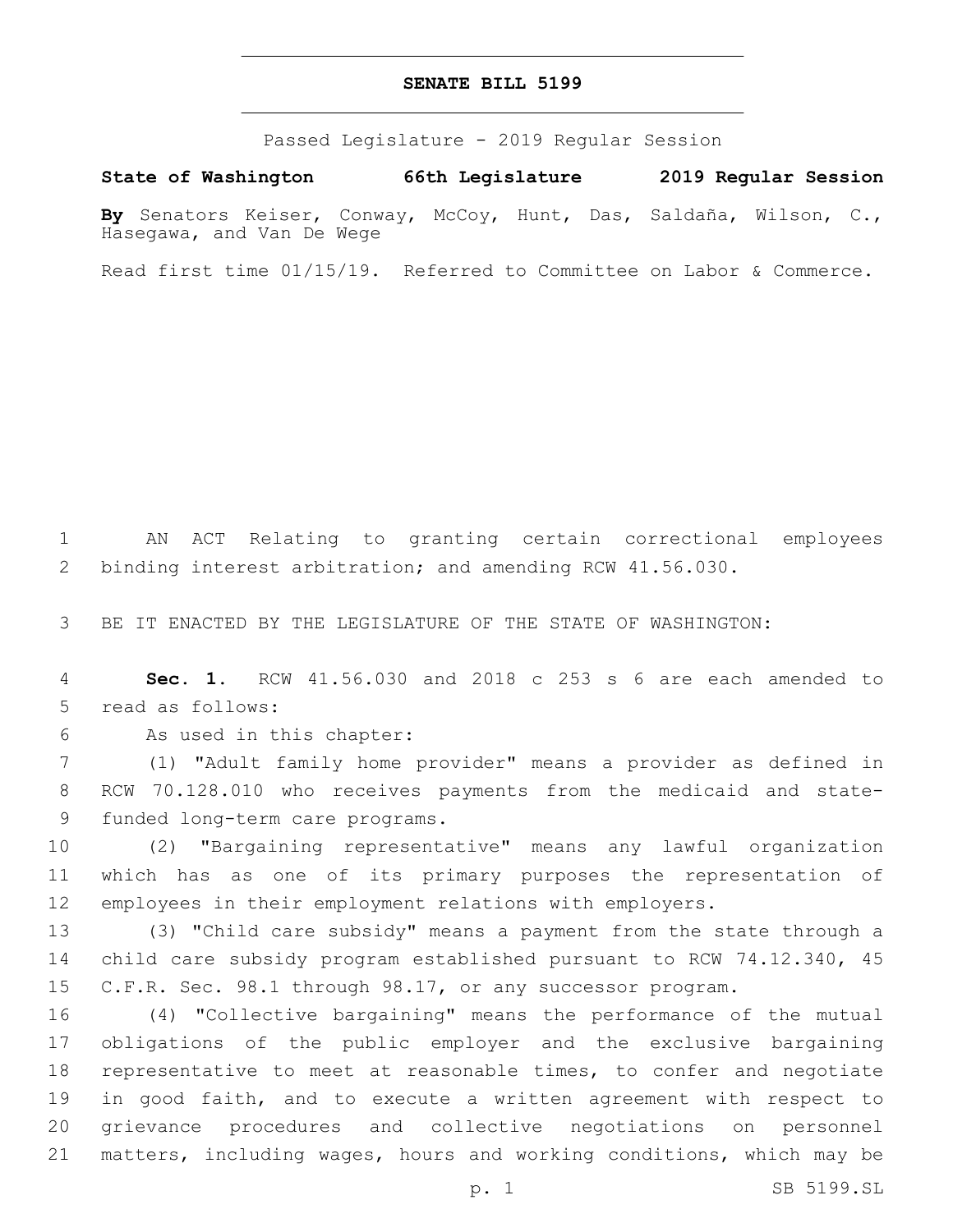# SENATE BILL 5199

Passed Legislature - 2019 Regular Session

**State of Washington 66th Legislature 2019 Regular Session**

**By** Senators Keiser, Conway, McCoy, Hunt, Das, Saldaña, Wilson, C., Hasegawa, and Van De Wege

Read first time 01/15/19. Referred to Committee on Labor & Commerce.

AN ACT Relating to granting certain correctional employees binding interest arbitration; and amending RCW 41.56.030.

BE IT ENACTED BY THE LEGISLATURE OF THE STATE OF WASHINGTON:

**Sec. 1.** RCW 41.56.030 and 2018 c 253 s 6 are each amended to read as follows:

As used in this chapter:

(1) "Adult family home provider" means a provider as defined in RCW 70.128.010 who receives payments from the medicaid and state-funded long-term care programs.

(2) "Bargaining representative" means any lawful organization which has as one of its primary purposes the representation of employees in their employment relations with employers.

(3) "Child care subsidy" means a payment from the state through a child care subsidy program established pursuant to RCW 74.12.340, 45 C.F.R. Sec. 98.1 through 98.17, or any successor program.

(4) "Collective bargaining" means the performance of the mutual obligations of the public employer and the exclusive bargaining representative to meet at reasonable times, to confer and negotiate in good faith, and to execute a written agreement with respect to grievance procedures and collective negotiations on personnel matters, including wages, hours and working conditions, which may be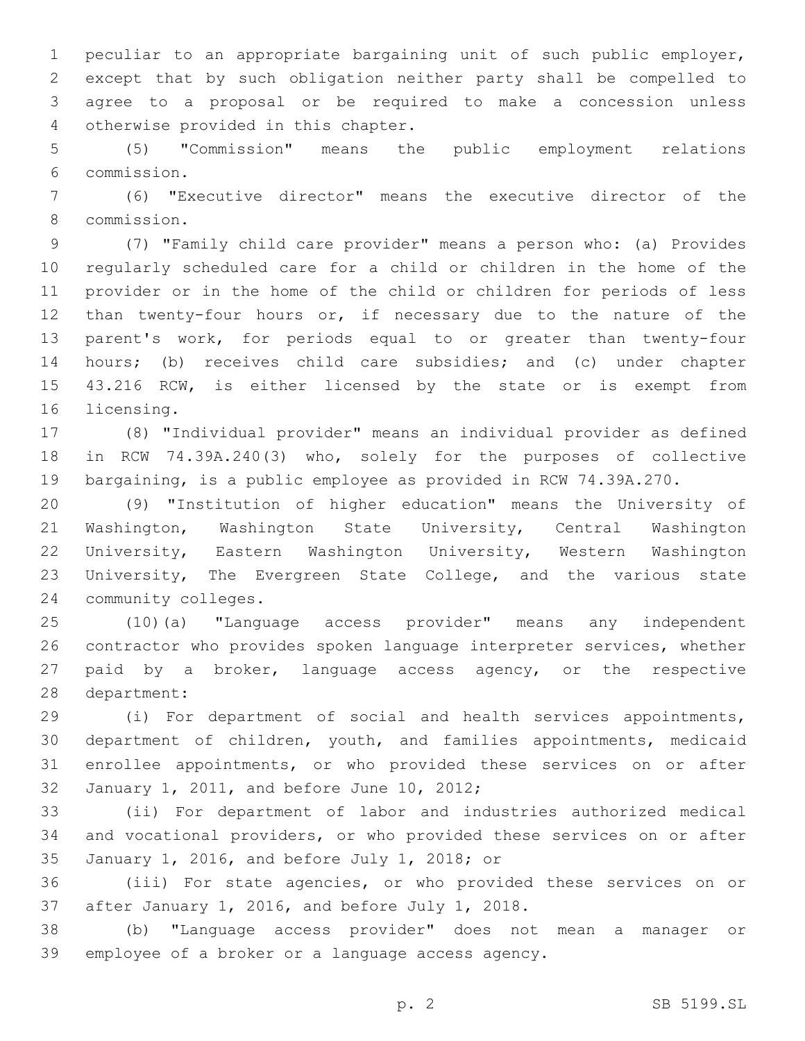peculiar to an appropriate bargaining unit of such public employer, except that by such obligation neither party shall be compelled to agree to a proposal or be required to make a concession unless otherwise provided in this chapter.

(5) "Commission" means the public employment relations commission.

(6) "Executive director" means the executive director of the commission.

(7) "Family child care provider" means a person who: (a) Provides regularly scheduled care for a child or children in the home of the provider or in the home of the child or children for periods of less than twenty-four hours or, if necessary due to the nature of the parent's work, for periods equal to or greater than twenty-four hours; (b) receives child care subsidies; and (c) under chapter 43.216 RCW, is either licensed by the state or is exempt from licensing.

(8) "Individual provider" means an individual provider as defined in RCW 74.39A.240(3) who, solely for the purposes of collective bargaining, is a public employee as provided in RCW 74.39A.270.

(9) "Institution of higher education" means the University of Washington, Washington State University, Central Washington University, Eastern Washington University, Western Washington University, The Evergreen State College, and the various state community colleges.

(10)(a) "Language access provider" means any independent contractor who provides spoken language interpreter services, whether paid by a broker, language access agency, or the respective department:

(i) For department of social and health services appointments, department of children, youth, and families appointments, medicaid enrollee appointments, or who provided these services on or after January 1, 2011, and before June 10, 2012;

(ii) For department of labor and industries authorized medical and vocational providers, or who provided these services on or after January 1, 2016, and before July 1, 2018; or

(iii) For state agencies, or who provided these services on or after January 1, 2016, and before July 1, 2018.

(b) "Language access provider" does not mean a manager or employee of a broker or a language access agency.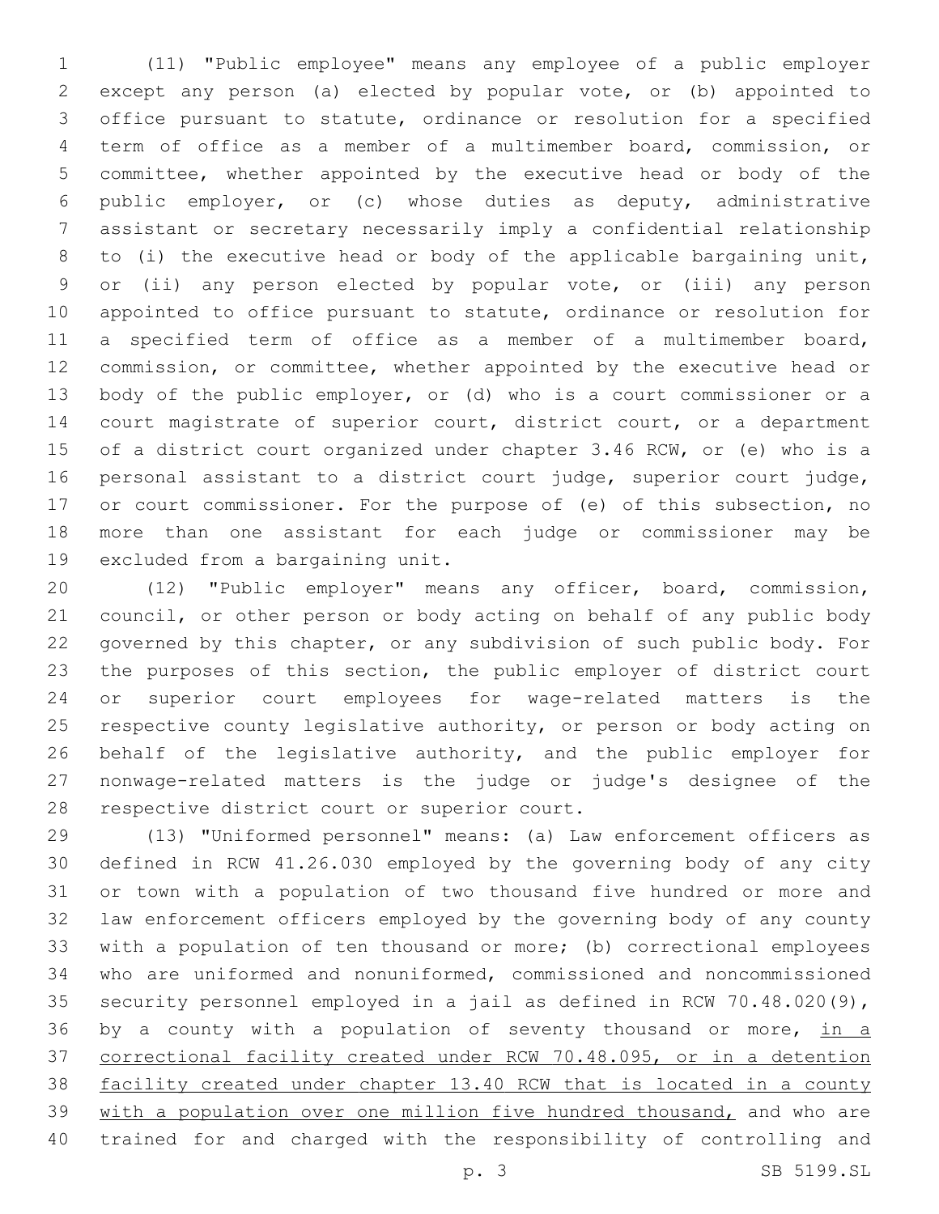(11) "Public employee" means any employee of a public employer except any person (a) elected by popular vote, or (b) appointed to office pursuant to statute, ordinance or resolution for a specified term of office as a member of a multimember board, commission, or committee, whether appointed by the executive head or body of the public employer, or (c) whose duties as deputy, administrative assistant or secretary necessarily imply a confidential relationship to (i) the executive head or body of the applicable bargaining unit, or (ii) any person elected by popular vote, or (iii) any person appointed to office pursuant to statute, ordinance or resolution for a specified term of office as a member of a multimember board, commission, or committee, whether appointed by the executive head or body of the public employer, or (d) who is a court commissioner or a court magistrate of superior court, district court, or a department of a district court organized under chapter 3.46 RCW, or (e) who is a personal assistant to a district court judge, superior court judge, or court commissioner. For the purpose of (e) of this subsection, no more than one assistant for each judge or commissioner may be excluded from a bargaining unit.

(12) "Public employer" means any officer, board, commission, council, or other person or body acting on behalf of any public body governed by this chapter, or any subdivision of such public body. For the purposes of this section, the public employer of district court or superior court employees for wage-related matters is the respective county legislative authority, or person or body acting on behalf of the legislative authority, and the public employer for nonwage-related matters is the judge or judge's designee of the respective district court or superior court.

(13) "Uniformed personnel" means: (a) Law enforcement officers as defined in RCW 41.26.030 employed by the governing body of any city or town with a population of two thousand five hundred or more and law enforcement officers employed by the governing body of any county with a population of ten thousand or more; (b) correctional employees who are uniformed and nonuniformed, commissioned and noncommissioned security personnel employed in a jail as defined in RCW 70.48.020(9), by a county with a population of seventy thousand or more, <u>in a correctional facility created under RCW 70.48.095, or in a detention facility created under chapter 13.40 RCW that is located in a county with a population over one million five hundred thousand,</u> and who are trained for and charged with the responsibility of controlling and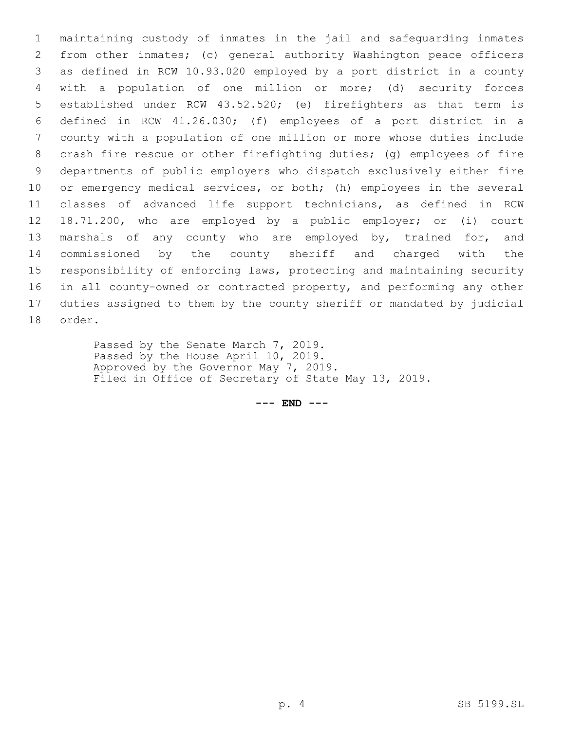maintaining custody of inmates in the jail and safeguarding inmates from other inmates; (c) general authority Washington peace officers as defined in RCW 10.93.020 employed by a port district in a county with a population of one million or more; (d) security forces established under RCW 43.52.520; (e) firefighters as that term is defined in RCW 41.26.030; (f) employees of a port district in a county with a population of one million or more whose duties include crash fire rescue or other firefighting duties; (g) employees of fire departments of public employers who dispatch exclusively either fire or emergency medical services, or both; (h) employees in the several classes of advanced life support technicians, as defined in RCW 18.71.200, who are employed by a public employer; or (i) court marshals of any county who are employed by, trained for, and commissioned by the county sheriff and charged with the responsibility of enforcing laws, protecting and maintaining security in all county-owned or contracted property, and performing any other duties assigned to them by the county sheriff or mandated by judicial order.

Passed by the Senate March 7, 2019.
Passed by the House April 10, 2019.
Approved by the Governor May 7, 2019.
Filed in Office of Secretary of State May 13, 2019.

**--- END ---**